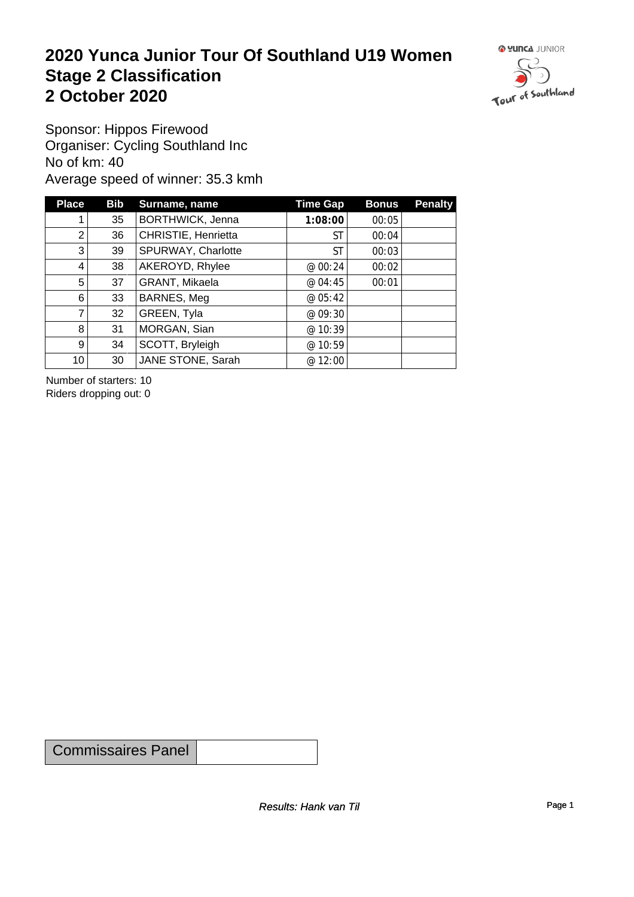# 2020 Yunca Junior Tour Of Southland U19 Women
# Stage 2 Classification
# 2 October 2020

Sponsor: Hippos Firewood
Organiser: Cycling Southland Inc
No of km: 40
Average speed of winner: 35.3 kmh

| Place | Bib | Surname, name | Time Gap | Bonus | Penalty |
|---|---|---|---|---|---|
| 1 | 35 | BORTHWICK, Jenna | **1:08:00** | 00:05 | |
| 2 | 36 | CHRISTIE, Henrietta | ST | 00:04 | |
| 3 | 39 | SPURWAY, Charlotte | ST | 00:03 | |
| 4 | 38 | AKEROYD, Rhylee | @ 00:24 | 00:02 | |
| 5 | 37 | GRANT, Mikaela | @ 04:45 | 00:01 | |
| 6 | 33 | BARNES, Meg | @ 05:42 | | |
| 7 | 32 | GREEN, Tyla | @ 09:30 | | |
| 8 | 31 | MORGAN, Sian | @ 10:39 | | |
| 9 | 34 | SCOTT, Bryleigh | @ 10:59 | | |
| 10 | 30 | JANE STONE, Sarah | @ 12:00 | | |

Number of starters: 10
Riders dropping out: 0

| Commissaires Panel | |
|---|---|

*Results: Hank van Til*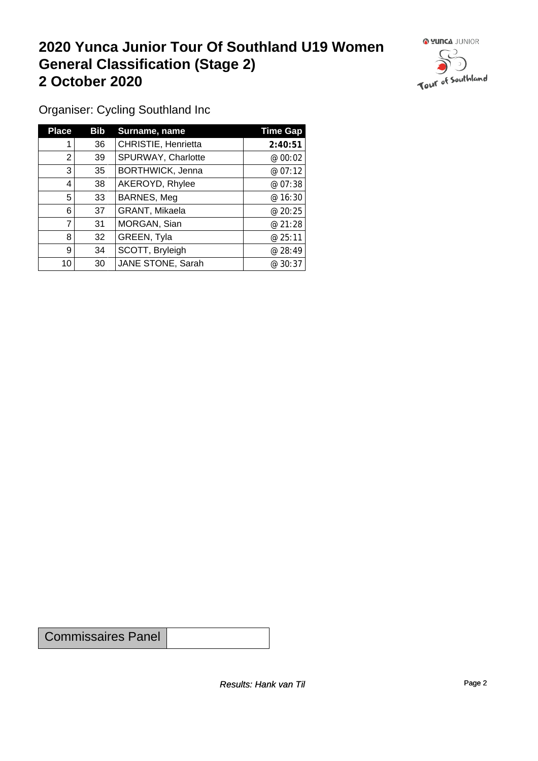# 2020 Yunca Junior Tour Of Southland U19 Women General Classification (Stage 2) 2 October 2020

Organiser: Cycling Southland Inc

| Place | Bib | Surname, name | Time Gap |
|---|---|---|---|
| 1 | 36 | CHRISTIE, Henrietta | **2:40:51** |
| 2 | 39 | SPURWAY, Charlotte | @ 00:02 |
| 3 | 35 | BORTHWICK, Jenna | @ 07:12 |
| 4 | 38 | AKEROYD, Rhylee | @ 07:38 |
| 5 | 33 | BARNES, Meg | @ 16:30 |
| 6 | 37 | GRANT, Mikaela | @ 20:25 |
| 7 | 31 | MORGAN, Sian | @ 21:28 |
| 8 | 32 | GREEN, Tyla | @ 25:11 |
| 9 | 34 | SCOTT, Bryleigh | @ 28:49 |
| 10 | 30 | JANE STONE, Sarah | @ 30:37 |

| Commissaires Panel | |
|---|---|

*Results: Hank van Til*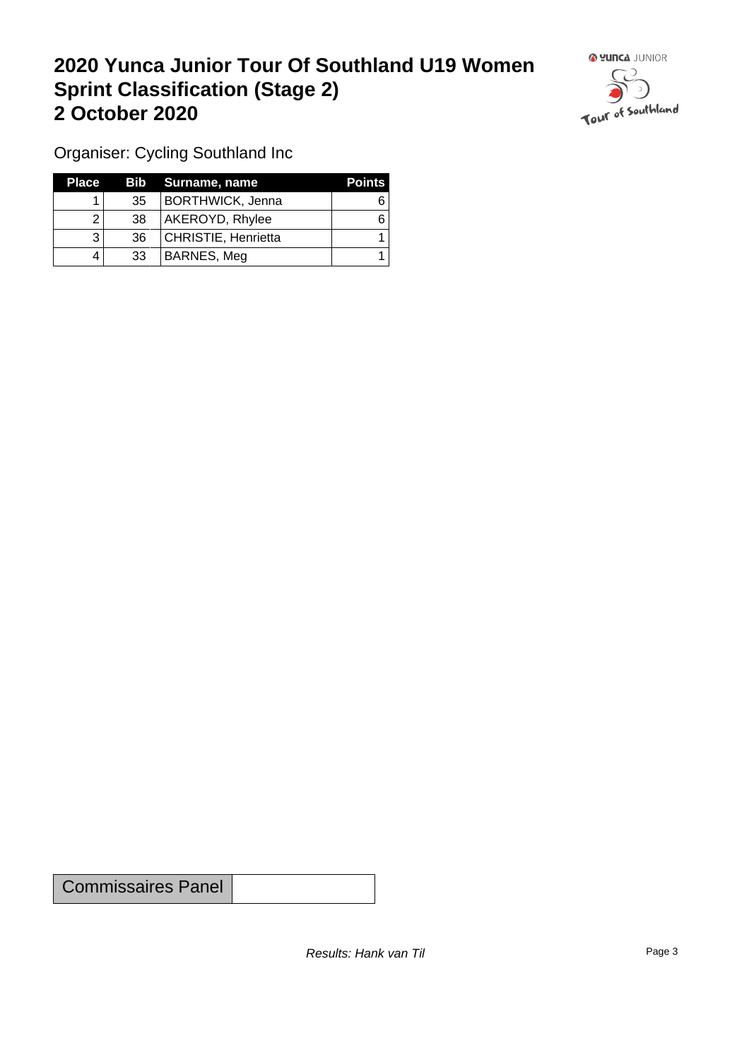# 2020 Yunca Junior Tour Of Southland U19 Women Sprint Classification (Stage 2) 2 October 2020

Organiser: Cycling Southland Inc

| Place | Bib | Surname, name | Points |
|---|---|---|---|
| 1 | 35 | BORTHWICK, Jenna | 6 |
| 2 | 38 | AKEROYD, Rhylee | 6 |
| 3 | 36 | CHRISTIE, Henrietta | 1 |
| 4 | 33 | BARNES, Meg | 1 |

| Commissaires Panel | |
|---|---|

*Results: Hank van Til*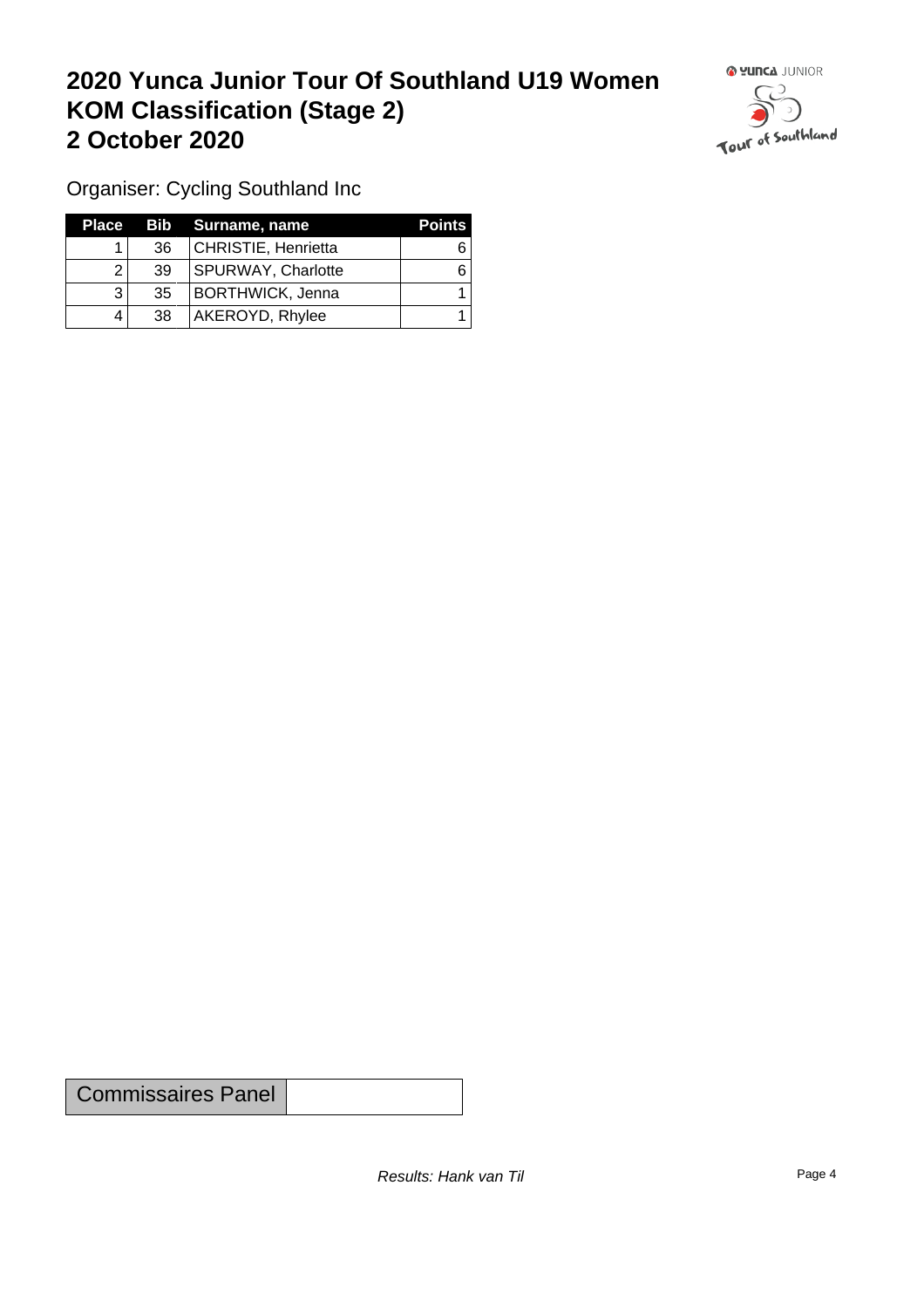# 2020 Yunca Junior Tour Of Southland U19 Women
# KOM Classification (Stage 2)
# 2 October 2020

Organiser: Cycling Southland Inc

| Place | Bib | Surname, name | Points |
|---|---|---|---|
| 1 | 36 | CHRISTIE, Henrietta | 6 |
| 2 | 39 | SPURWAY, Charlotte | 6 |
| 3 | 35 | BORTHWICK, Jenna | 1 |
| 4 | 38 | AKEROYD, Rhylee | 1 |

| Commissaires Panel | |
|---|---|

*Results: Hank van Til*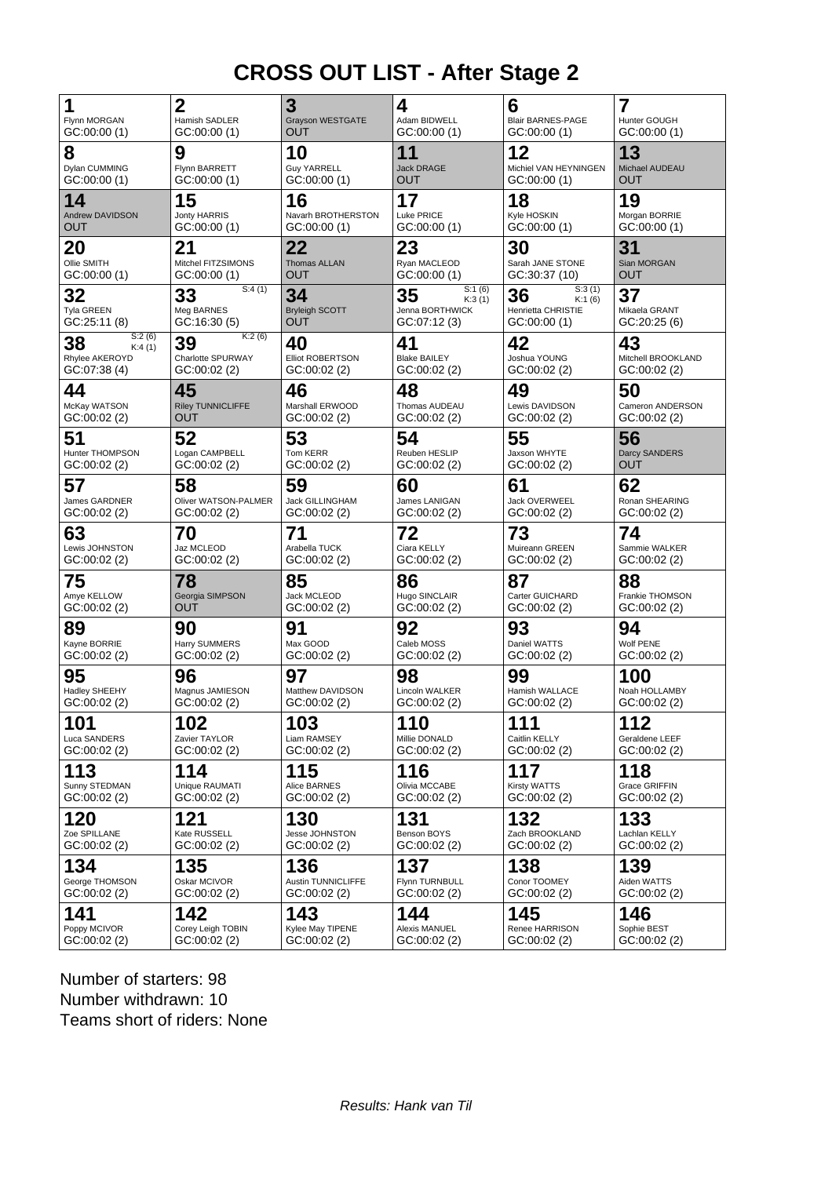# CROSS OUT LIST - After Stage 2

| | | | | | |
|---|---|---|---|---|---|
| **1** Flynn MORGAN GC:00:00 (1) | **2** Hamish SADLER GC:00:00 (1) | **3** Grayson WESTGATE OUT | **4** Adam BIDWELL GC:00:00 (1) | **6** Blair BARNES-PAGE GC:00:00 (1) | **7** Hunter GOUGH GC:00:00 (1) |
| **8** Dylan CUMMING GC:00:00 (1) | **9** Flynn BARRETT GC:00:00 (1) | **10** Guy YARRELL GC:00:00 (1) | **11** Jack DRAGE OUT | **12** Michiel VAN HEYNINGEN GC:00:00 (1) | **13** Michael AUDEAU OUT |
| **14** Andrew DAVIDSON OUT | **15** Jonty HARRIS GC:00:00 (1) | **16** Navarh BROTHERSTON GC:00:00 (1) | **17** Luke PRICE GC:00:00 (1) | **18** Kyle HOSKIN GC:00:00 (1) | **19** Morgan BORRIE GC:00:00 (1) |
| **20** Ollie SMITH GC:00:00 (1) | **21** Mitchel FITZSIMONS GC:00:00 (1) | **22** Thomas ALLAN OUT | **23** Ryan MACLEOD GC:00:00 (1) | **30** Sarah JANE STONE GC:30:37 (10) | **31** Sian MORGAN OUT |
| **32** Tyla GREEN GC:25:11 (8) | **33** S:4 (1) Meg BARNES GC:16:30 (5) | **34** Bryleigh SCOTT OUT | **35** S:1 (6) K:3 (1) Jenna BORTHWICK GC:07:12 (3) | **36** S:3 (1) K:1 (6) Henrietta CHRISTIE GC:00:00 (1) | **37** Mikaela GRANT GC:20:25 (6) |
| **38** S:2 (6) K:4 (1) Rhylee AKEROYD GC:07:38 (4) | **39** K:2 (6) Charlotte SPURWAY GC:00:02 (2) | **40** Elliot ROBERTSON GC:00:02 (2) | **41** Blake BAILEY GC:00:02 (2) | **42** Joshua YOUNG GC:00:02 (2) | **43** Mitchell BROOKLAND GC:00:02 (2) |
| **44** McKay WATSON GC:00:02 (2) | **45** Riley TUNNICLIFFE OUT | **46** Marshall ERWOOD GC:00:02 (2) | **48** Thomas AUDEAU GC:00:02 (2) | **49** Lewis DAVIDSON GC:00:02 (2) | **50** Cameron ANDERSON GC:00:02 (2) |
| **51** Hunter THOMPSON GC:00:02 (2) | **52** Logan CAMPBELL GC:00:02 (2) | **53** Tom KERR GC:00:02 (2) | **54** Reuben HESLIP GC:00:02 (2) | **55** Jaxson WHYTE GC:00:02 (2) | **56** Darcy SANDERS OUT |
| **57** James GARDNER GC:00:02 (2) | **58** Oliver WATSON-PALMER GC:00:02 (2) | **59** Jack GILLINGHAM GC:00:02 (2) | **60** James LANIGAN GC:00:02 (2) | **61** Jack OVERWEEL GC:00:02 (2) | **62** Ronan SHEARING GC:00:02 (2) |
| **63** Lewis JOHNSTON GC:00:02 (2) | **70** Jaz MCLEOD GC:00:02 (2) | **71** Arabella TUCK GC:00:02 (2) | **72** Ciara KELLY GC:00:02 (2) | **73** Muireann GREEN GC:00:02 (2) | **74** Sammie WALKER GC:00:02 (2) |
| **75** Amye KELLOW GC:00:02 (2) | **78** Georgia SIMPSON OUT | **85** Jack MCLEOD GC:00:02 (2) | **86** Hugo SINCLAIR GC:00:02 (2) | **87** Carter GUICHARD GC:00:02 (2) | **88** Frankie THOMSON GC:00:02 (2) |
| **89** Kayne BORRIE GC:00:02 (2) | **90** Harry SUMMERS GC:00:02 (2) | **91** Max GOOD GC:00:02 (2) | **92** Caleb MOSS GC:00:02 (2) | **93** Daniel WATTS GC:00:02 (2) | **94** Wolf PENE GC:00:02 (2) |
| **95** Hadley SHEEHY GC:00:02 (2) | **96** Magnus JAMIESON GC:00:02 (2) | **97** Matthew DAVIDSON GC:00:02 (2) | **98** Lincoln WALKER GC:00:02 (2) | **99** Hamish WALLACE GC:00:02 (2) | **100** Noah HOLLAMBY GC:00:02 (2) |
| **101** Luca SANDERS GC:00:02 (2) | **102** Zavier TAYLOR GC:00:02 (2) | **103** Liam RAMSEY GC:00:02 (2) | **110** Millie DONALD GC:00:02 (2) | **111** Caitlin KELLY GC:00:02 (2) | **112** Geraldene LEEF GC:00:02 (2) |
| **113** Sunny STEDMAN GC:00:02 (2) | **114** Unique RAUMATI GC:00:02 (2) | **115** Alice BARNES GC:00:02 (2) | **116** Olivia MCCABE GC:00:02 (2) | **117** Kirsty WATTS GC:00:02 (2) | **118** Grace GRIFFIN GC:00:02 (2) |
| **120** Zoe SPILLANE GC:00:02 (2) | **121** Kate RUSSELL GC:00:02 (2) | **130** Jesse JOHNSTON GC:00:02 (2) | **131** Benson BOYS GC:00:02 (2) | **132** Zach BROOKLAND GC:00:02 (2) | **133** Lachlan KELLY GC:00:02 (2) |
| **134** George THOMSON GC:00:02 (2) | **135** Oskar MCIVOR GC:00:02 (2) | **136** Austin TUNNICLIFFE GC:00:02 (2) | **137** Flynn TURNBULL GC:00:02 (2) | **138** Conor TOOMEY GC:00:02 (2) | **139** Aiden WATTS GC:00:02 (2) |
| **141** Poppy MCIVOR GC:00:02 (2) | **142** Corey Leigh TOBIN GC:00:02 (2) | **143** Kylee May TIPENE GC:00:02 (2) | **144** Alexis MANUEL GC:00:02 (2) | **145** Renee HARRISON GC:00:02 (2) | **146** Sophie BEST GC:00:02 (2) |

Number of starters: 98
Number withdrawn: 10
Teams short of riders: None

*Results: Hank van Til*